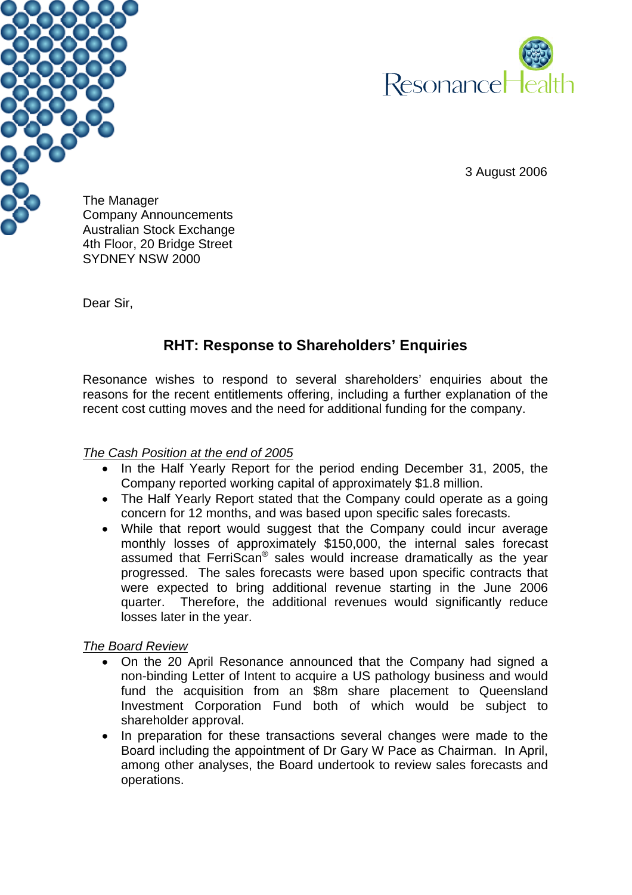3 August 2006

The Manager
Company Announcements
Australian Stock Exchange
4th Floor, 20 Bridge Street
SYDNEY NSW 2000

Dear Sir,

## RHT: Response to Shareholders' Enquiries

Resonance wishes to respond to several shareholders' enquiries about the reasons for the recent entitlements offering, including a further explanation of the recent cost cutting moves and the need for additional funding for the company.

*The Cash Position at the end of 2005*

- In the Half Yearly Report for the period ending December 31, 2005, the Company reported working capital of approximately $1.8 million.
- The Half Yearly Report stated that the Company could operate as a going concern for 12 months, and was based upon specific sales forecasts.
- While that report would suggest that the Company could incur average monthly losses of approximately $150,000, the internal sales forecast assumed that FerriScan® sales would increase dramatically as the year progressed. The sales forecasts were based upon specific contracts that were expected to bring additional revenue starting in the June 2006 quarter. Therefore, the additional revenues would significantly reduce losses later in the year.

*The Board Review*

- On the 20 April Resonance announced that the Company had signed a non-binding Letter of Intent to acquire a US pathology business and would fund the acquisition from an $8m share placement to Queensland Investment Corporation Fund both of which would be subject to shareholder approval.
- In preparation for these transactions several changes were made to the Board including the appointment of Dr Gary W Pace as Chairman. In April, among other analyses, the Board undertook to review sales forecasts and operations.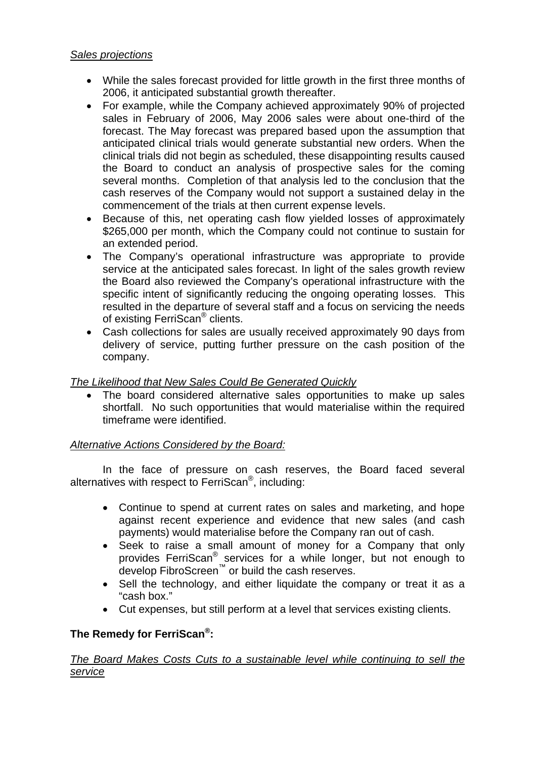*Sales projections*

- While the sales forecast provided for little growth in the first three months of 2006, it anticipated substantial growth thereafter.
- For example, while the Company achieved approximately 90% of projected sales in February of 2006, May 2006 sales were about one-third of the forecast. The May forecast was prepared based upon the assumption that anticipated clinical trials would generate substantial new orders. When the clinical trials did not begin as scheduled, these disappointing results caused the Board to conduct an analysis of prospective sales for the coming several months. Completion of that analysis led to the conclusion that the cash reserves of the Company would not support a sustained delay in the commencement of the trials at then current expense levels.
- Because of this, net operating cash flow yielded losses of approximately $265,000 per month, which the Company could not continue to sustain for an extended period.
- The Company's operational infrastructure was appropriate to provide service at the anticipated sales forecast. In light of the sales growth review the Board also reviewed the Company's operational infrastructure with the specific intent of significantly reducing the ongoing operating losses. This resulted in the departure of several staff and a focus on servicing the needs of existing FerriScan® clients.
- Cash collections for sales are usually received approximately 90 days from delivery of service, putting further pressure on the cash position of the company.

*The Likelihood that New Sales Could Be Generated Quickly*

- The board considered alternative sales opportunities to make up sales shortfall. No such opportunities that would materialise within the required timeframe were identified.

*Alternative Actions Considered by the Board:*

In the face of pressure on cash reserves, the Board faced several alternatives with respect to FerriScan®, including:

- Continue to spend at current rates on sales and marketing, and hope against recent experience and evidence that new sales (and cash payments) would materialise before the Company ran out of cash.
- Seek to raise a small amount of money for a Company that only provides FerriScan® services for a while longer, but not enough to develop FibroScreen™ or build the cash reserves.
- Sell the technology, and either liquidate the company or treat it as a "cash box."
- Cut expenses, but still perform at a level that services existing clients.

**The Remedy for FerriScan®:**

*The Board Makes Costs Cuts to a sustainable level while continuing to sell the service*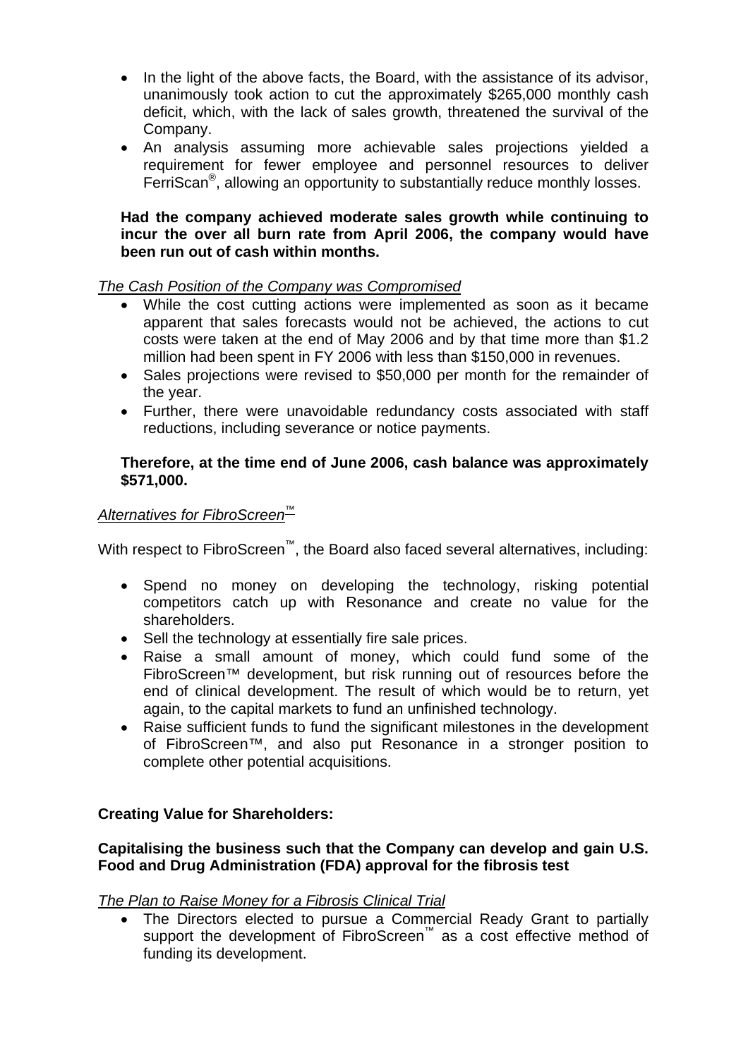- In the light of the above facts, the Board, with the assistance of its advisor, unanimously took action to cut the approximately $265,000 monthly cash deficit, which, with the lack of sales growth, threatened the survival of the Company.
- An analysis assuming more achievable sales projections yielded a requirement for fewer employee and personnel resources to deliver FerriScan®, allowing an opportunity to substantially reduce monthly losses.

**Had the company achieved moderate sales growth while continuing to incur the over all burn rate from April 2006, the company would have been run out of cash within months.**

*The Cash Position of the Company was Compromised*

- While the cost cutting actions were implemented as soon as it became apparent that sales forecasts would not be achieved, the actions to cut costs were taken at the end of May 2006 and by that time more than $1.2 million had been spent in FY 2006 with less than $150,000 in revenues.
- Sales projections were revised to $50,000 per month for the remainder of the year.
- Further, there were unavoidable redundancy costs associated with staff reductions, including severance or notice payments.

**Therefore, at the time end of June 2006, cash balance was approximately $571,000.**

*Alternatives for FibroScreen™*

With respect to FibroScreen™, the Board also faced several alternatives, including:

- Spend no money on developing the technology, risking potential competitors catch up with Resonance and create no value for the shareholders.
- Sell the technology at essentially fire sale prices.
- Raise a small amount of money, which could fund some of the FibroScreen™ development, but risk running out of resources before the end of clinical development. The result of which would be to return, yet again, to the capital markets to fund an unfinished technology.
- Raise sufficient funds to fund the significant milestones in the development of FibroScreen™, and also put Resonance in a stronger position to complete other potential acquisitions.

**Creating Value for Shareholders:**

**Capitalising the business such that the Company can develop and gain U.S. Food and Drug Administration (FDA) approval for the fibrosis test**

*The Plan to Raise Money for a Fibrosis Clinical Trial*

- The Directors elected to pursue a Commercial Ready Grant to partially support the development of FibroScreen™ as a cost effective method of funding its development.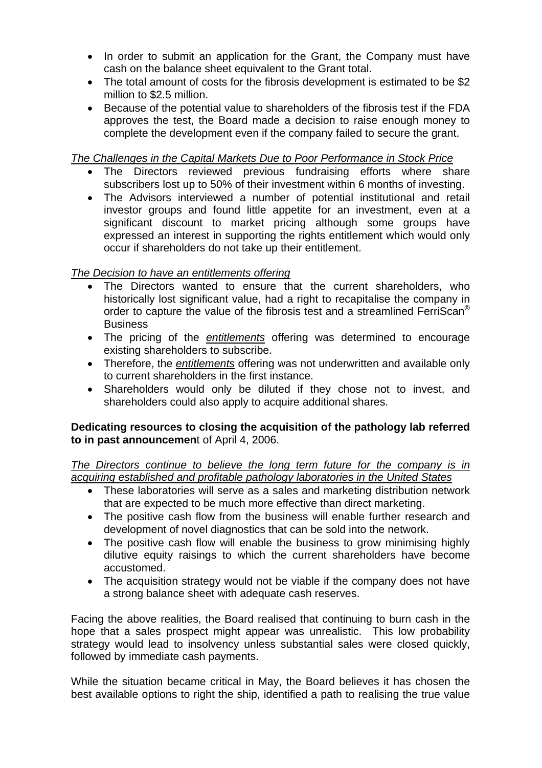- In order to submit an application for the Grant, the Company must have cash on the balance sheet equivalent to the Grant total.
- The total amount of costs for the fibrosis development is estimated to be $2 million to $2.5 million.
- Because of the potential value to shareholders of the fibrosis test if the FDA approves the test, the Board made a decision to raise enough money to complete the development even if the company failed to secure the grant.

*The Challenges in the Capital Markets Due to Poor Performance in Stock Price*

- The Directors reviewed previous fundraising efforts where share subscribers lost up to 50% of their investment within 6 months of investing.
- The Advisors interviewed a number of potential institutional and retail investor groups and found little appetite for an investment, even at a significant discount to market pricing although some groups have expressed an interest in supporting the rights entitlement which would only occur if shareholders do not take up their entitlement.

*The Decision to have an entitlements offering*

- The Directors wanted to ensure that the current shareholders, who historically lost significant value, had a right to recapitalise the company in order to capture the value of the fibrosis test and a streamlined FerriScan® Business
- The pricing of the ***entitlements*** offering was determined to encourage existing shareholders to subscribe.
- Therefore, the ***entitlements*** offering was not underwritten and available only to current shareholders in the first instance.
- Shareholders would only be diluted if they chose not to invest, and shareholders could also apply to acquire additional shares.

**Dedicating resources to closing the acquisition of the pathology lab referred to in past announcemen**t of April 4, 2006.

*The Directors continue to believe the long term future for the company is in acquiring established and profitable pathology laboratories in the United States*

- These laboratories will serve as a sales and marketing distribution network that are expected to be much more effective than direct marketing.
- The positive cash flow from the business will enable further research and development of novel diagnostics that can be sold into the network.
- The positive cash flow will enable the business to grow minimising highly dilutive equity raisings to which the current shareholders have become accustomed.
- The acquisition strategy would not be viable if the company does not have a strong balance sheet with adequate cash reserves.

Facing the above realities, the Board realised that continuing to burn cash in the hope that a sales prospect might appear was unrealistic. This low probability strategy would lead to insolvency unless substantial sales were closed quickly, followed by immediate cash payments.

While the situation became critical in May, the Board believes it has chosen the best available options to right the ship, identified a path to realising the true value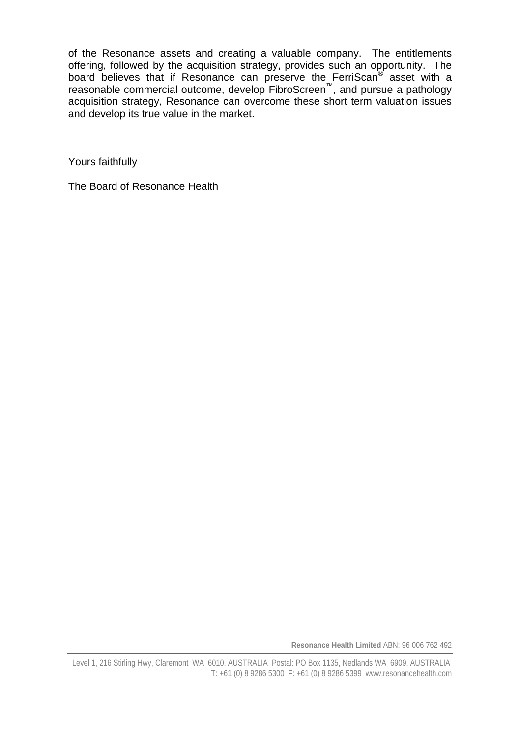of the Resonance assets and creating a valuable company. The entitlements offering, followed by the acquisition strategy, provides such an opportunity. The board believes that if Resonance can preserve the FerriScan® asset with a reasonable commercial outcome, develop FibroScreen™, and pursue a pathology acquisition strategy, Resonance can overcome these short term valuation issues and develop its true value in the market.

Yours faithfully

The Board of Resonance Health

**Resonance Health Limited** ABN: 96 006 762 492

Level 1, 216 Stirling Hwy, Claremont WA 6010, AUSTRALIA Postal: PO Box 1135, Nedlands WA 6909, AUSTRALIA
T: +61 (0) 8 9286 5300 F: +61 (0) 8 9286 5399 www.resonancehealth.com